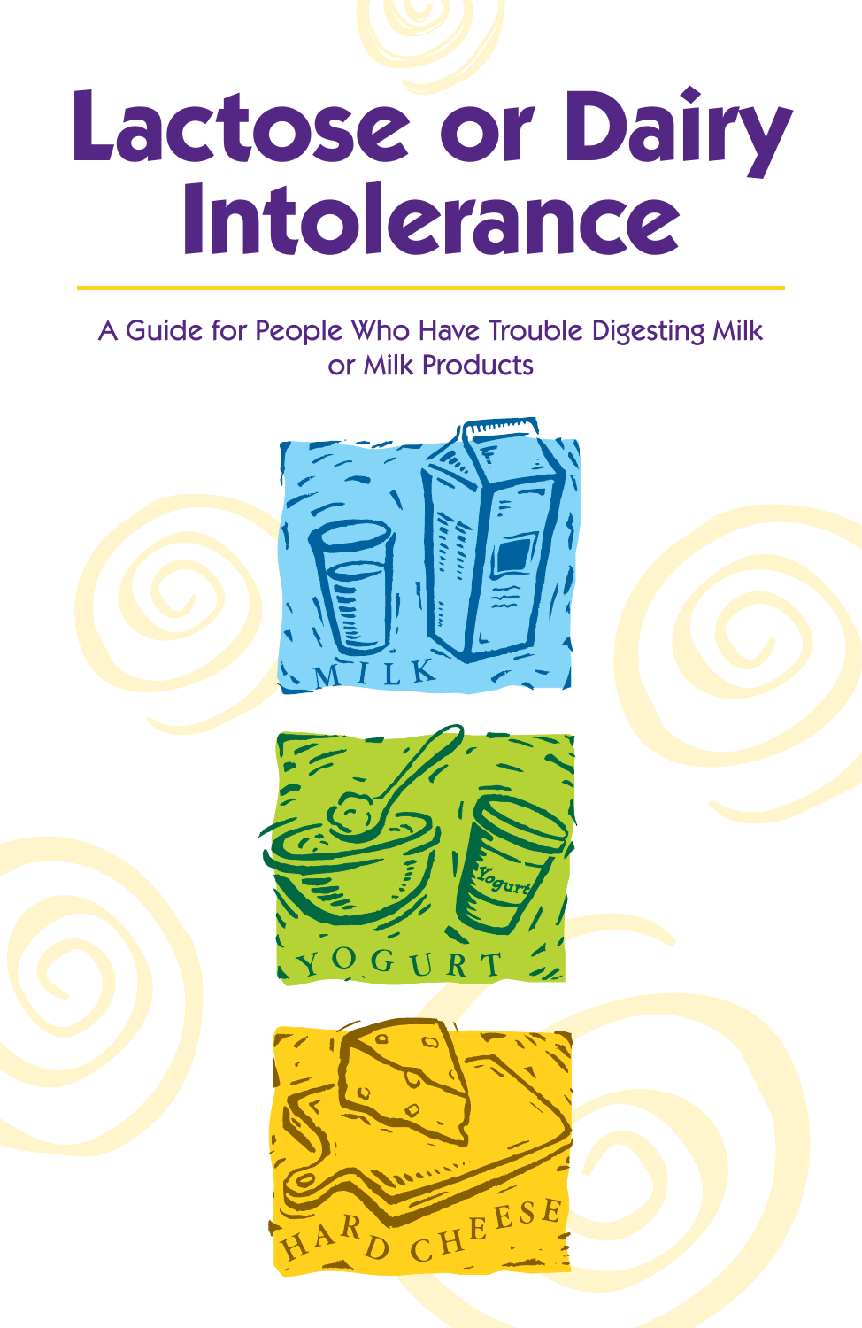# Lactose or Dairy Intolerance

A Guide for People Who Have Trouble Digesting Milk or Milk Products

MILK

YOGURT

HARD CHEESE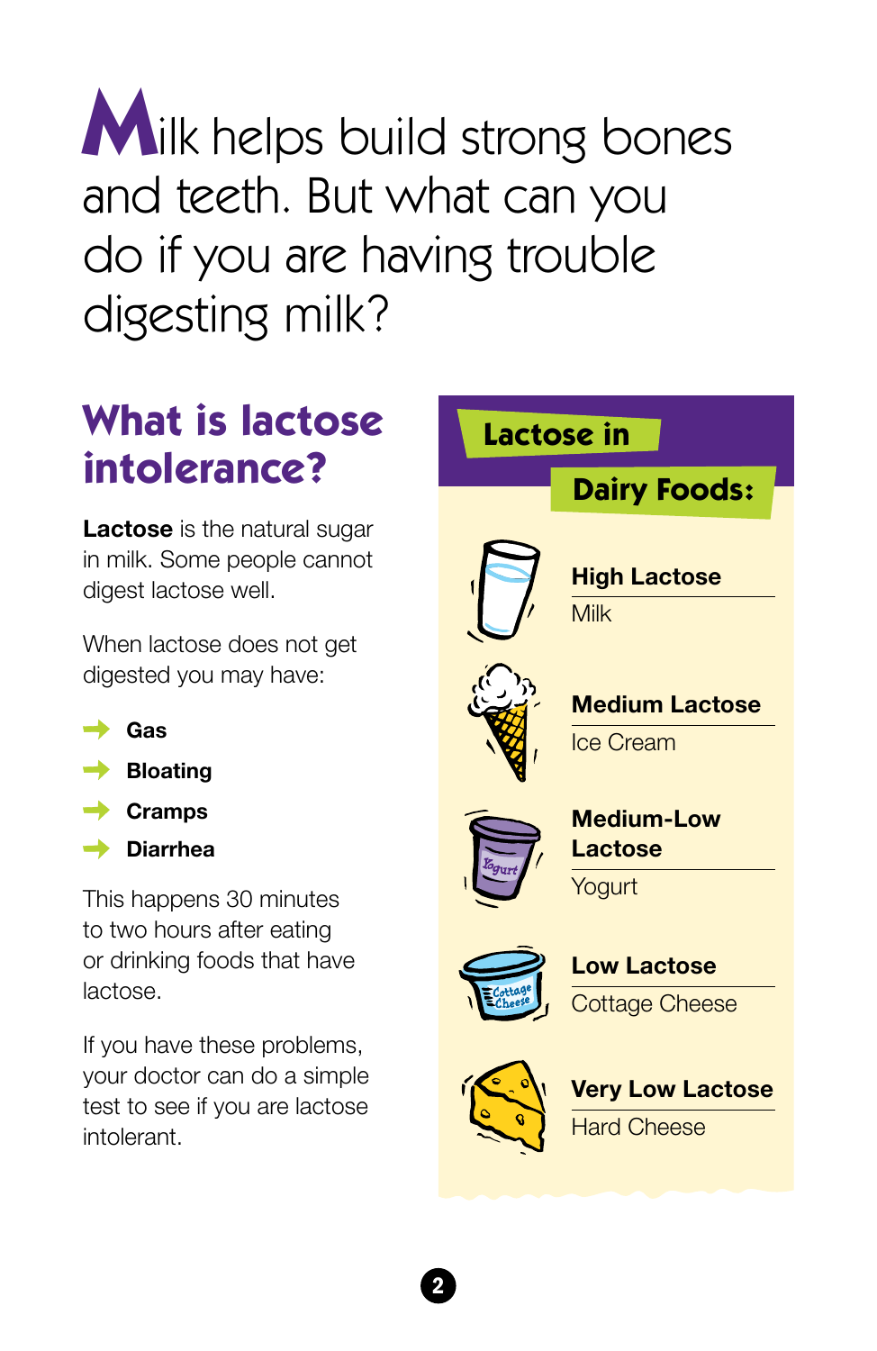# Milk helps build strong bones and teeth. But what can you do if you are having trouble digesting milk?

## What is lactose intolerance?

**Lactose** is the natural sugar in milk. Some people cannot digest lactose well.

When lactose does not get digested you may have:

- **Gas**
- **Bloating**
- **Cramps**
- **Diarrhea**

This happens 30 minutes to two hours after eating or drinking foods that have lactose.

If you have these problems, your doctor can do a simple test to see if you are lactose intolerant.

## Lactose in Dairy Foods:

**High Lactose**
Milk

**Medium Lactose**
Ice Cream

**Medium-Low Lactose**
Yogurt

**Low Lactose**
Cottage Cheese

**Very Low Lactose**
Hard Cheese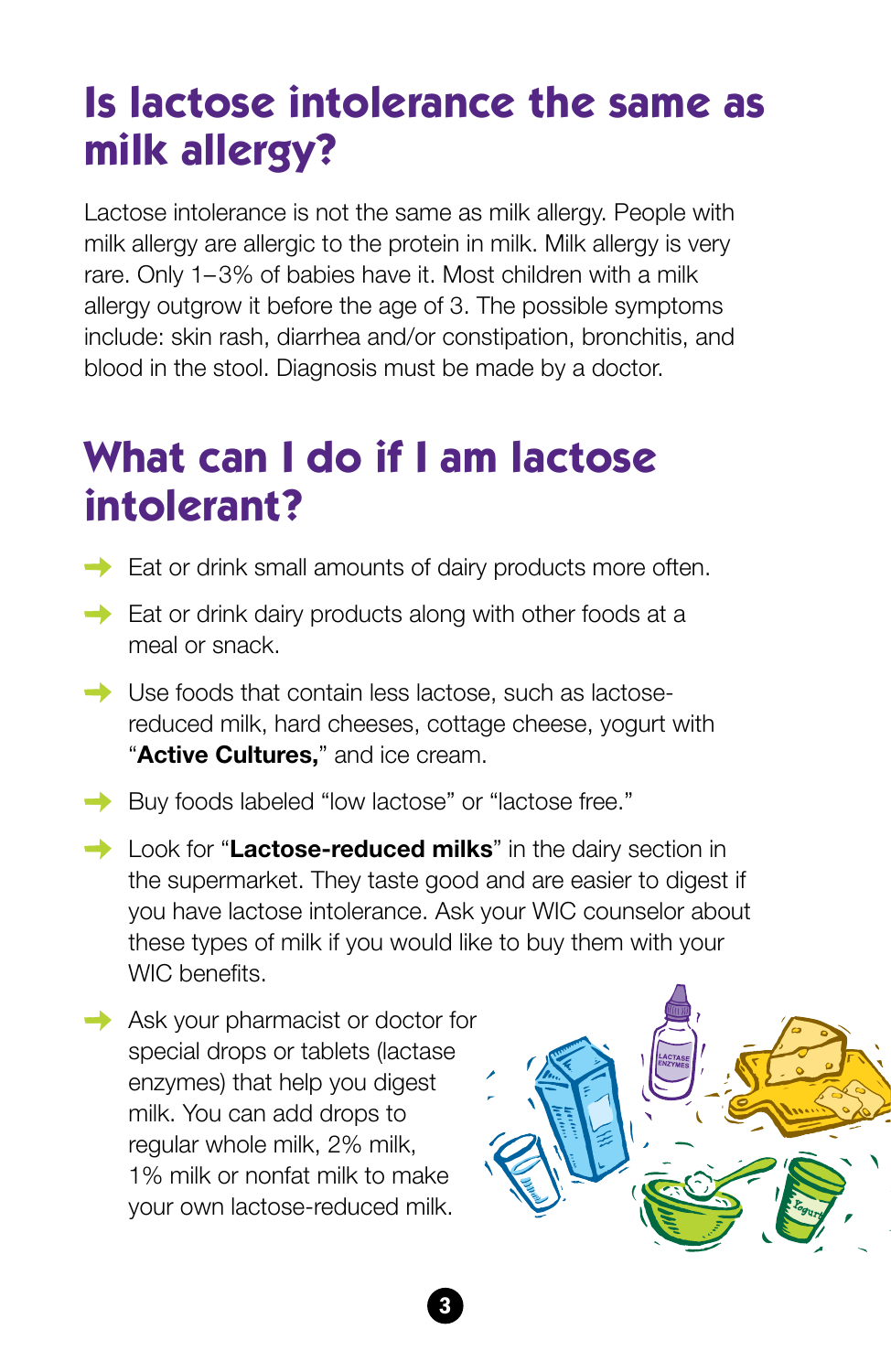# Is lactose intolerance the same as milk allergy?

Lactose intolerance is not the same as milk allergy. People with milk allergy are allergic to the protein in milk. Milk allergy is very rare. Only 1–3% of babies have it. Most children with a milk allergy outgrow it before the age of 3. The possible symptoms include: skin rash, diarrhea and/or constipation, bronchitis, and blood in the stool. Diagnosis must be made by a doctor.

# What can I do if I am lactose intolerant?

- Eat or drink small amounts of dairy products more often.
- Eat or drink dairy products along with other foods at a meal or snack.
- Use foods that contain less lactose, such as lactose-reduced milk, hard cheeses, cottage cheese, yogurt with "**Active Cultures,**" and ice cream.
- Buy foods labeled "low lactose" or "lactose free."
- Look for "**Lactose-reduced milks**" in the dairy section in the supermarket. They taste good and are easier to digest if you have lactose intolerance. Ask your WIC counselor about these types of milk if you would like to buy them with your WIC benefits.
- Ask your pharmacist or doctor for special drops or tablets (lactase enzymes) that help you digest milk. You can add drops to regular whole milk, 2% milk, 1% milk or nonfat milk to make your own lactose-reduced milk.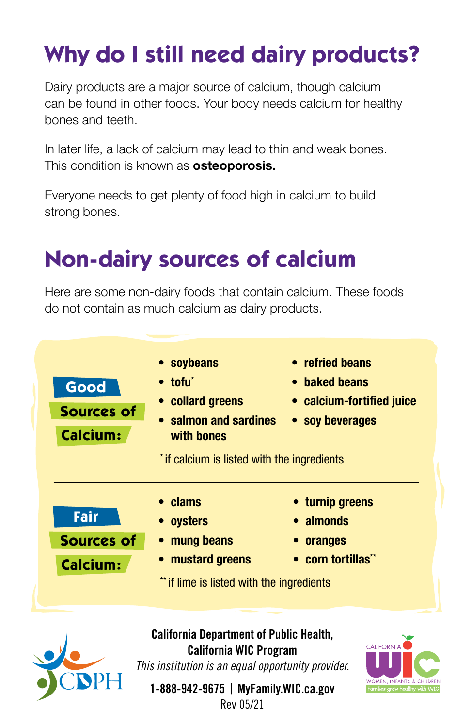# Why do I still need dairy products?

Dairy products are a major source of calcium, though calcium can be found in other foods. Your body needs calcium for healthy bones and teeth.

In later life, a lack of calcium may lead to thin and weak bones. This condition is known as **osteoporosis.**

Everyone needs to get plenty of food high in calcium to build strong bones.

# Non-dairy sources of calcium

Here are some non-dairy foods that contain calcium. These foods do not contain as much calcium as dairy products.

## Good Sources of Calcium:

- **soybeans**
- **tofu***
- **collard greens**
- **salmon and sardines with bones**
- **refried beans**
- **baked beans**
- **calcium-fortified juice**
- **soy beverages**

*if calcium is listed with the ingredients

## Fair Sources of Calcium:

- **clams**
- **oysters**
- **mung beans**
- **mustard greens**
- **turnip greens**
- **almonds**
- **oranges**
- **corn tortillas****

**if lime is listed with the ingredients

**California Department of Public Health, California WIC Program**

*This institution is an equal opportunity provider.*

**1-888-942-9675 | MyFamily.WIC.ca.gov**

Rev 05/21